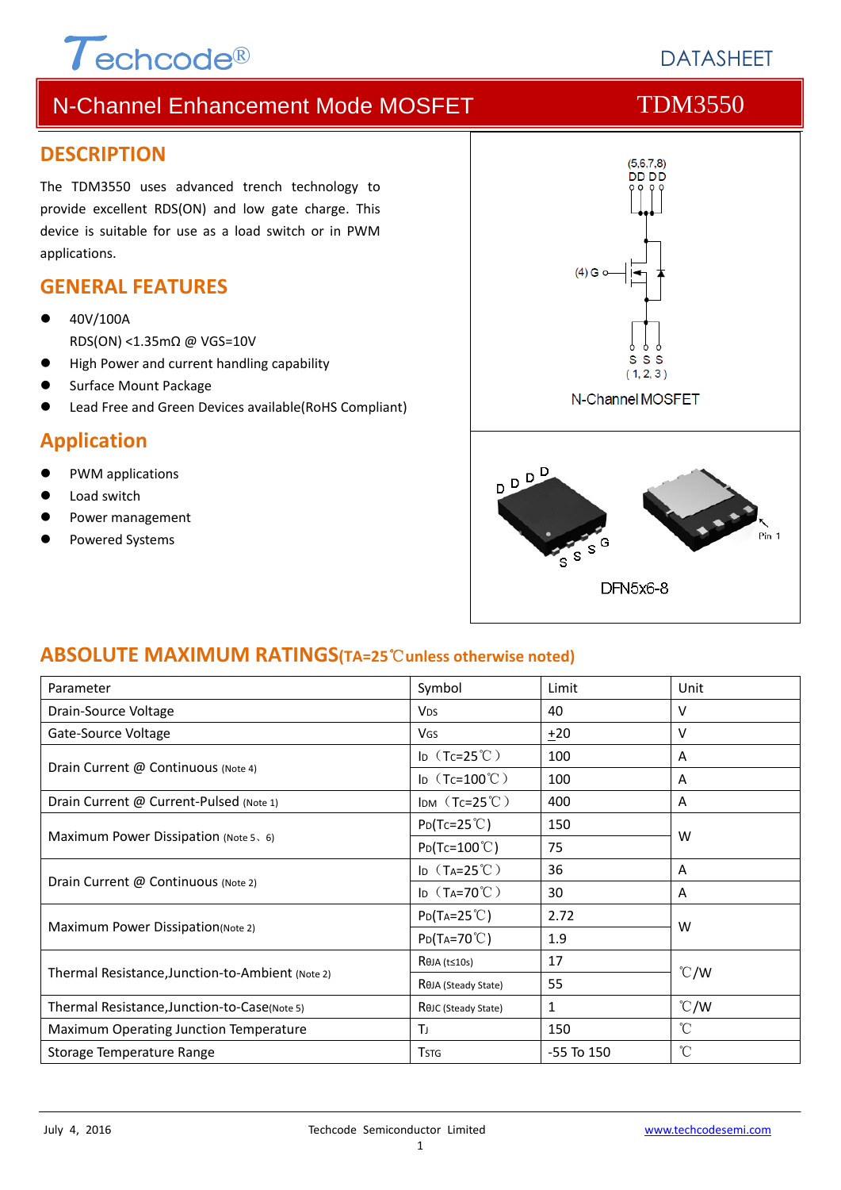Techcode® DATASHEET

# N-Channel Enhancement Mode MOSFET TDM3550

## DESCRIPTION

The TDM3550 uses advanced trench technology to provide excellent RDS(ON) and low gate charge. This device is suitable for use as a load switch or in PWM applications.

## GENERAL FEATURES

- 40V/100A
  RDS(ON) <1.35mΩ @ VGS=10V
- High Power and current handling capability
- Surface Mount Package
- Lead Free and Green Devices available(RoHS Compliant)

## Application

- PWM applications
- Load switch
- Power management
- Powered Systems

(5,6,7,8) DD DD

(4) G

S S S
( 1, 2, 3 )

N-Channel MOSFET

D D D D

S S S G

Pin 1

DFN5x6-8

## ABSOLUTE MAXIMUM RATINGS(TA=25℃unless otherwise noted)

| Parameter | Symbol | Limit | Unit |
|---|---|---|---|
| Drain-Source Voltage | $V_{DS}$ | 40 | V |
| Gate-Source Voltage | $V_{GS}$ | ±20 | V |
| Drain Current @ Continuous (Note 4) | $I_D$（Tc=25℃） | 100 | A |
| | $I_D$（Tc=100℃） | 100 | A |
| Drain Current @ Current-Pulsed (Note 1) | $I_{DM}$（Tc=25℃） | 400 | A |
| Maximum Power Dissipation (Note 5、6) | $P_D$(Tc=25℃) | 150 | W |
| | $P_D$(Tc=100℃) | 75 | |
| Drain Current @ Continuous (Note 2) | $I_D$（$T_A$=25℃） | 36 | A |
| | $I_D$（$T_A$=70℃） | 30 | A |
| Maximum Power Dissipation(Note 2) | $P_D$($T_A$=25℃) | 2.72 | W |
| | $P_D$($T_A$=70℃) | 1.9 | |
| Thermal Resistance,Junction-to-Ambient (Note 2) | $R_{\theta JA}$ (t≤10s) | 17 | ℃/W |
| | $R_{\theta JA}$ (Steady State) | 55 | |
| Thermal Resistance,Junction-to-Case(Note 5) | $R_{\theta JC}$ (Steady State) | 1 | ℃/W |
| Maximum Operating Junction Temperature | $T_J$ | 150 | ℃ |
| Storage Temperature Range | $T_{STG}$ | -55 To 150 | ℃ |

July 4, 2016 Techcode Semiconductor Limited www.techcodesemi.com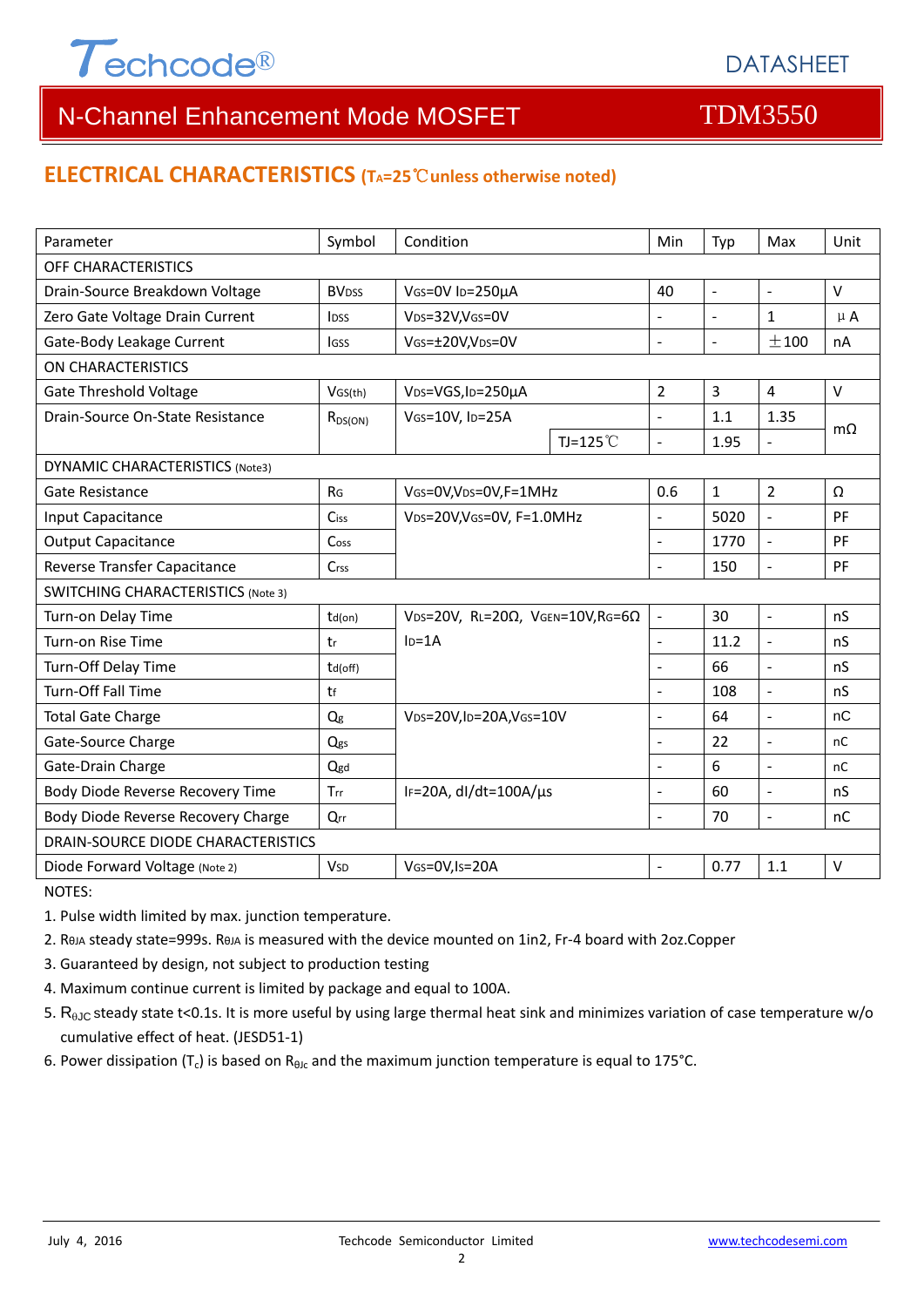## ELECTRICAL CHARACTERISTICS ($T_A$=25℃unless otherwise noted)

| Parameter | Symbol | Condition | | Min | Typ | Max | Unit |
|---|---|---|---|---|---|---|---|
| OFF CHARACTERISTICS | | | | | | | |
| Drain-Source Breakdown Voltage | $BV_{DSS}$ | $V_{GS}$=0V $I_D$=250μA | | 40 | - | - | V |
| Zero Gate Voltage Drain Current | $I_{DSS}$ | $V_{DS}$=32V,$V_{GS}$=0V | | - | - | 1 | μA |
| Gate-Body Leakage Current | $I_{GSS}$ | $V_{GS}$=±20V,$V_{DS}$=0V | | - | - | ±100 | nA |
| ON CHARACTERISTICS | | | | | | | |
| Gate Threshold Voltage | $V_{GS(th)}$ | $V_{DS}$=VGS,$I_D$=250μA | | 2 | 3 | 4 | V |
| Drain-Source On-State Resistance | $R_{DS(ON)}$ | $V_{GS}$=10V, $I_D$=25A | | - | 1.1 | 1.35 | mΩ |
| | | | TJ=125℃ | - | 1.95 | - | |
| DYNAMIC CHARACTERISTICS (Note3) | | | | | | | |
| Gate Resistance | $R_G$ | $V_{GS}$=0V,$V_{DS}$=0V,F=1MHz | | 0.6 | 1 | 2 | Ω |
| Input Capacitance | $C_{iss}$ | $V_{DS}$=20V,$V_{GS}$=0V, F=1.0MHz | | - | 5020 | - | PF |
| Output Capacitance | $C_{oss}$ | | | - | 1770 | - | PF |
| Reverse Transfer Capacitance | $C_{rss}$ | | | - | 150 | - | PF |
| SWITCHING CHARACTERISTICS (Note 3) | | | | | | | |
| Turn-on Delay Time | $t_{d(on)}$ | $V_{DS}$=20V, $R_L$=20Ω, $V_{GEN}$=10V,$R_G$=6Ω $I_D$=1A | | - | 30 | - | nS |
| Turn-on Rise Time | $t_r$ | | | - | 11.2 | - | nS |
| Turn-Off Delay Time | $t_{d(off)}$ | | | - | 66 | - | nS |
| Turn-Off Fall Time | $t_f$ | | | - | 108 | - | nS |
| Total Gate Charge | $Q_g$ | $V_{DS}$=20V,$I_D$=20A,$V_{GS}$=10V | | - | 64 | - | nC |
| Gate-Source Charge | $Q_{gs}$ | | | - | 22 | - | nC |
| Gate-Drain Charge | $Q_{gd}$ | | | - | 6 | - | nC |
| Body Diode Reverse Recovery Time | $T_{rr}$ | $I_F$=20A, dI/dt=100A/μs | | - | 60 | - | nS |
| Body Diode Reverse Recovery Charge | $Q_{rr}$ | | | - | 70 | - | nC |
| DRAIN-SOURCE DIODE CHARACTERISTICS | | | | | | | |
| Diode Forward Voltage (Note 2) | $V_{SD}$ | $V_{GS}$=0V,$I_S$=20A | | - | 0.77 | 1.1 | V |

NOTES:

1. Pulse width limited by max. junction temperature.
2. $R_{\theta JA}$ steady state=999s. $R_{\theta JA}$ is measured with the device mounted on 1in2, Fr-4 board with 2oz.Copper
3. Guaranteed by design, not subject to production testing
4. Maximum continue current is limited by package and equal to 100A.
5. $R_{\theta JC}$ steady state t<0.1s. It is more useful by using large thermal heat sink and minimizes variation of case temperature w/o cumulative effect of heat. (JESD51-1)
6. Power dissipation ($T_c$) is based on $R_{\theta Jc}$ and the maximum junction temperature is equal to 175°C.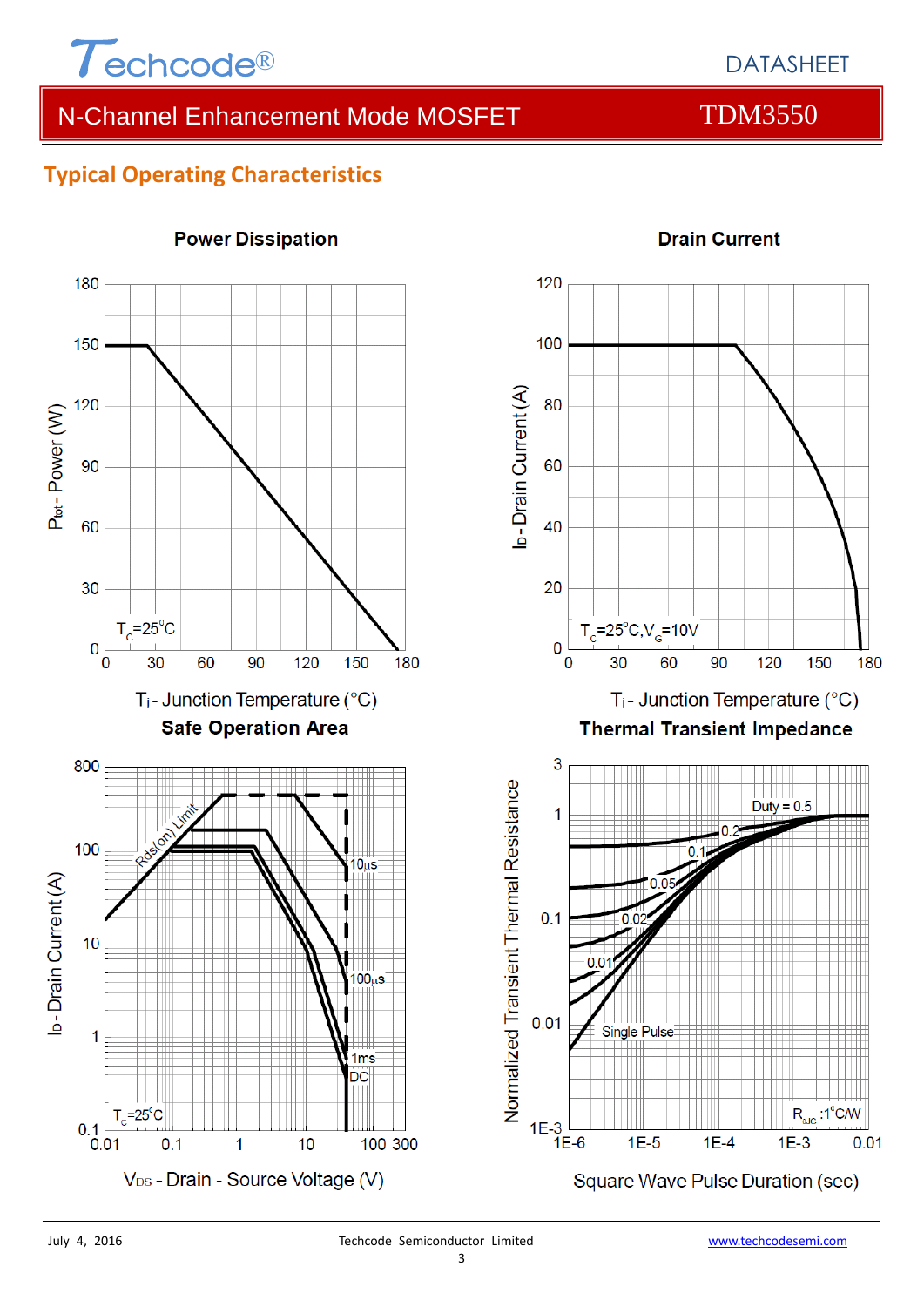## Typical Operating Characteristics

**Power Dissipation**

$T_C=25°C$

$P_{tot}$ - Power (W)

$T_j$ - Junction Temperature (°C)

**Drain Current**

$T_C=25°C, V_G=10V$

$I_D$ - Drain Current (A)

$T_j$ - Junction Temperature (°C)

**Safe Operation Area**

Rds(on) Limit, 10µs, 100µs, 1ms, DC

$T_C=25°C$

$I_D$ - Drain Current (A)

$V_{DS}$ - Drain - Source Voltage (V)

**Thermal Transient Impedance**

Duty = 0.5, 0.2, 0.1, 0.05, 0.02, 0.01, Single Pulse

$R_{\theta JC}$ :1°C/W

Normalized Transient Thermal Resistance

Square Wave Pulse Duration (sec)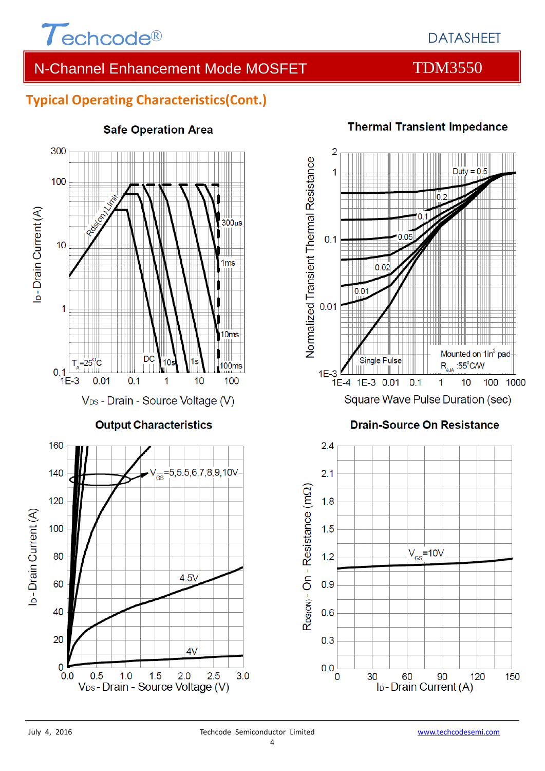## Typical Operating Characteristics(Cont.)

### Safe Operation Area

$T_A$=25°C

Rds(on) Limit

300μs, 1ms, 10ms, 100ms, 1s, 10s, DC

$I_D$ - Drain Current (A)

$V_{DS}$ - Drain - Source Voltage (V)

### Thermal Transient Impedance

Duty = 0.5, 0.2, 0.1, 0.05, 0.02, 0.01, Single Pulse

Mounted on 1in² pad

$R_{\theta JA}$ :55°C/W

Normalized Transient Thermal Resistance

Square Wave Pulse Duration (sec)

### Output Characteristics

$V_{GS}$=5,5.5,6,7,8,9,10V

4.5V

4V

$I_D$ - Drain Current (A)

$V_{DS}$ - Drain - Source Voltage (V)

### Drain-Source On Resistance

$V_{GS}$=10V

$R_{DS(ON)}$ - On - Resistance (mΩ)

$I_D$ - Drain Current (A)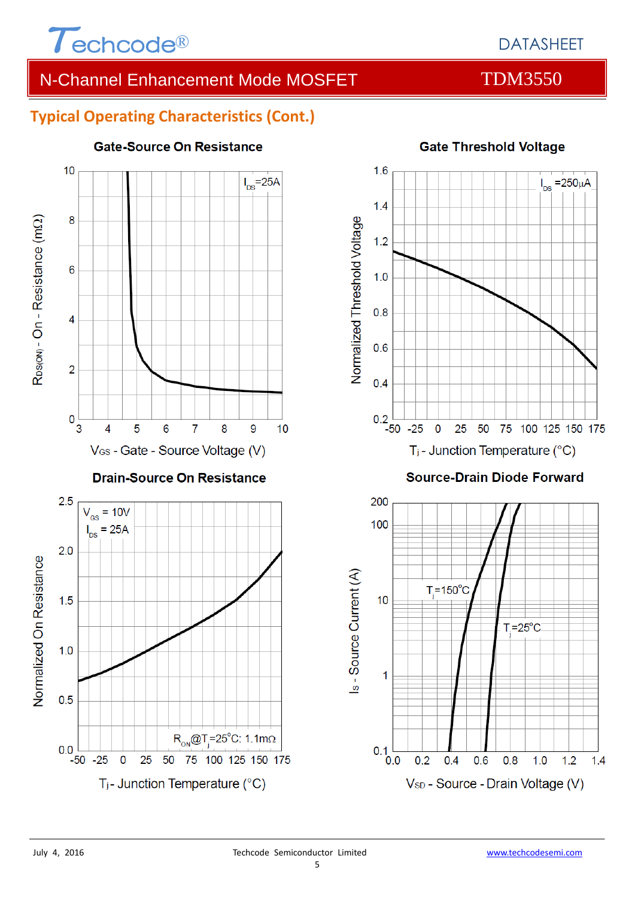## Typical Operating Characteristics (Cont.)

**Gate-Source On Resistance**

$I_{DS}$=25A

$R_{DS(ON)}$ - On - Resistance (mΩ)

$V_{GS}$ - Gate - Source Voltage (V)

**Gate Threshold Voltage**

$I_{DS}$ =250μA

Normalized Threshold Voltage

$T_j$ - Junction Temperature (°C)

**Drain-Source On Resistance**

$V_{GS}$ = 10V

$I_{DS}$ = 25A

$R_{ON}$@$T_j$=25°C: 1.1mΩ

Normalized On Resistance

$T_j$- Junction Temperature (°C)

**Source-Drain Diode Forward**

$T_j$=150°C

$T_j$=25°C

$I_S$ - Source Current (A)

$V_{SD}$ - Source - Drain Voltage (V)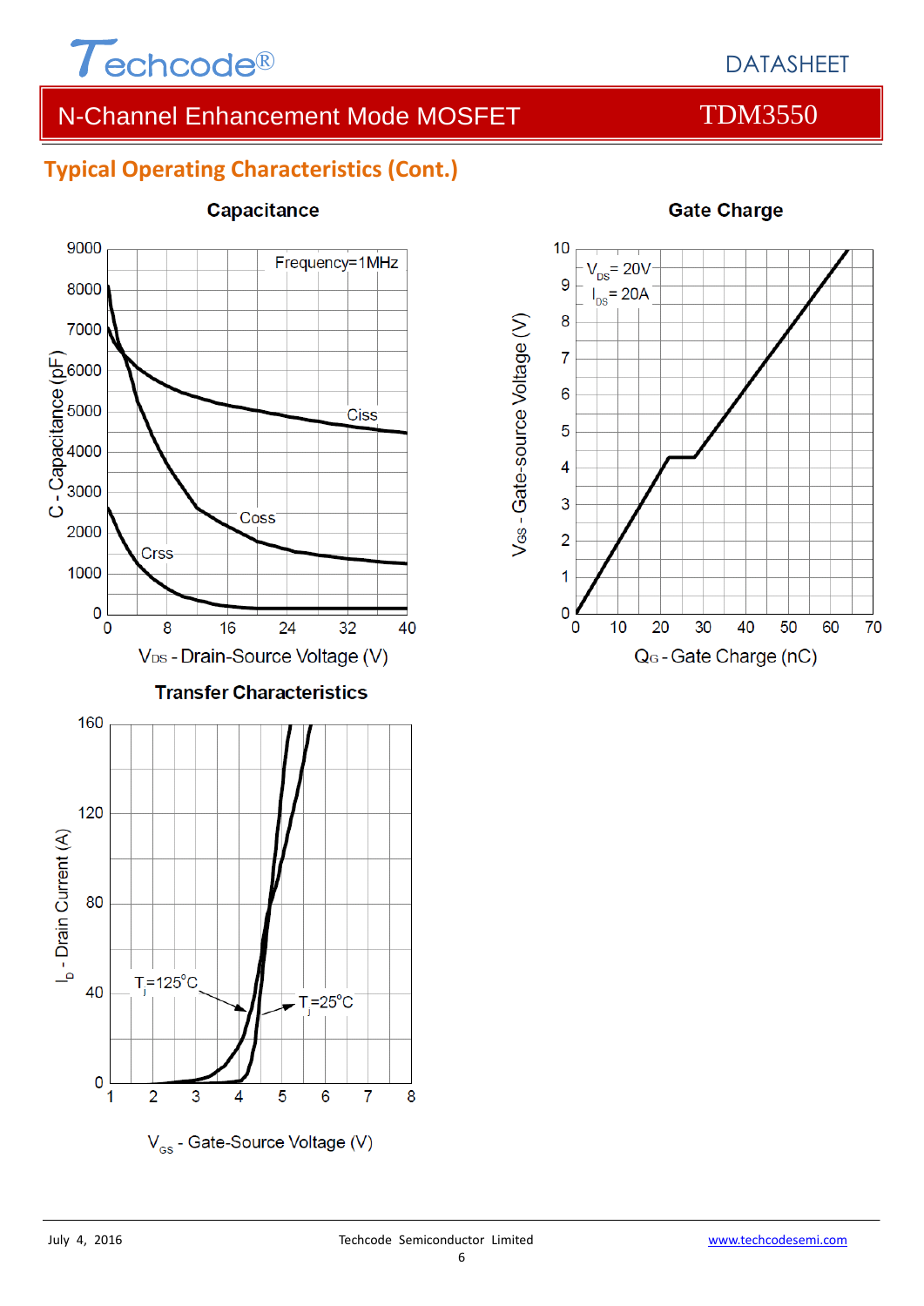## Typical Operating Characteristics (Cont.)

**Capacitance**

Frequency=1MHz

Ciss

Coss

Crss

C - Capacitance (pF)

$V_{DS}$ - Drain-Source Voltage (V)

**Gate Charge**

$V_{DS}$ = 20V
$I_{DS}$ = 20A

$V_{GS}$ - Gate-source Voltage (V)

$Q_G$ - Gate Charge (nC)

**Transfer Characteristics**

$T_j$=125°C

$T_j$=25°C

$I_D$ - Drain Current (A)

$V_{GS}$ - Gate-Source Voltage (V)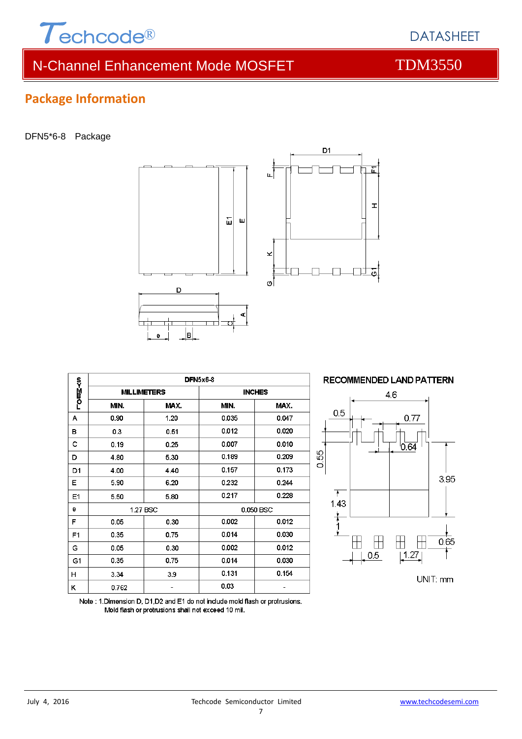## Package Information

DFN5*6-8 Package

| SYMBOL | DFN5x6-8 | | | |
|---|---|---|---|---|
| | MILLIMETERS | | INCHES | |
| | MIN. | MAX. | MIN. | MAX. |
| A | 0.90 | 1.20 | 0.035 | 0.047 |
| B | 0.3 | 0.51 | 0.012 | 0.020 |
| C | 0.19 | 0.25 | 0.007 | 0.010 |
| D | 4.80 | 5.30 | 0.189 | 0.209 |
| D1 | 4.00 | 4.40 | 0.157 | 0.173 |
| E | 5.90 | 6.20 | 0.232 | 0.244 |
| E1 | 5.50 | 5.80 | 0.217 | 0.228 |
| e | 1.27 BSC | | 0.050 BSC | |
| F | 0.05 | 0.30 | 0.002 | 0.012 |
| F1 | 0.35 | 0.75 | 0.014 | 0.030 |
| G | 0.05 | 0.30 | 0.002 | 0.012 |
| G1 | 0.35 | 0.75 | 0.014 | 0.030 |
| H | 3.34 | 3.9 | 0.131 | 0.154 |
| K | 0.762 | - | 0.03 | - |

Note : 1.Dimension D, D1,D2 and E1 do not include mold flash or protrusions.
Mold flash or protrusions shall not exceed 10 mil.

RECOMMENDED LAND PATTERN

UNIT: mm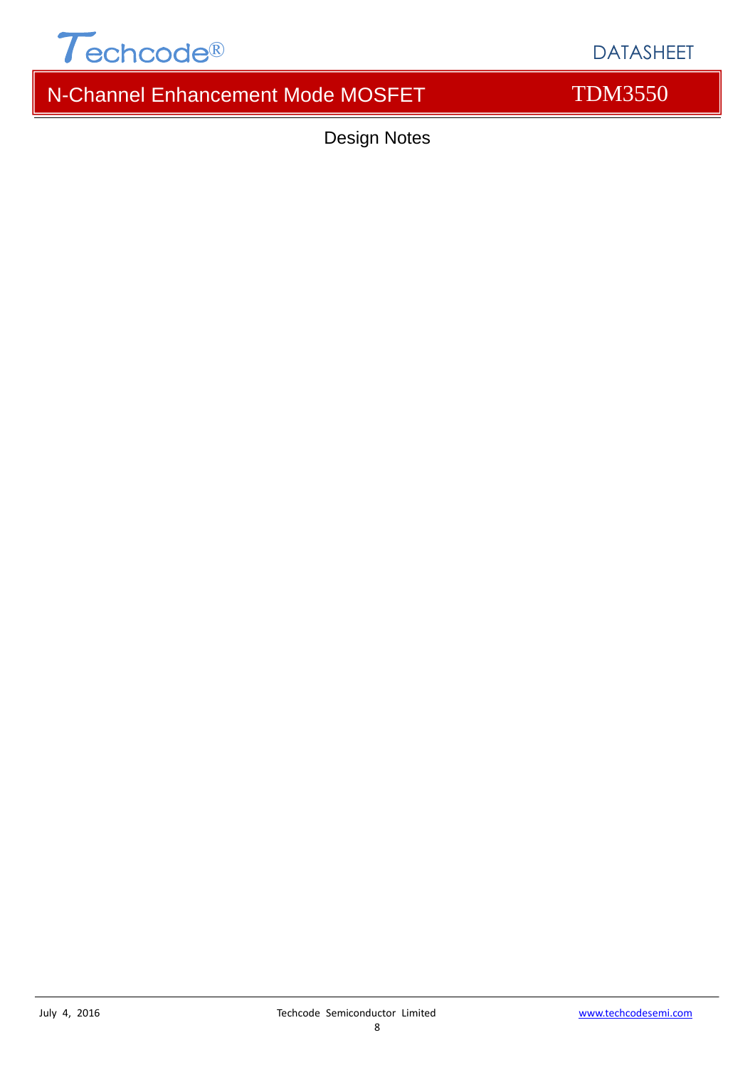# Design Notes